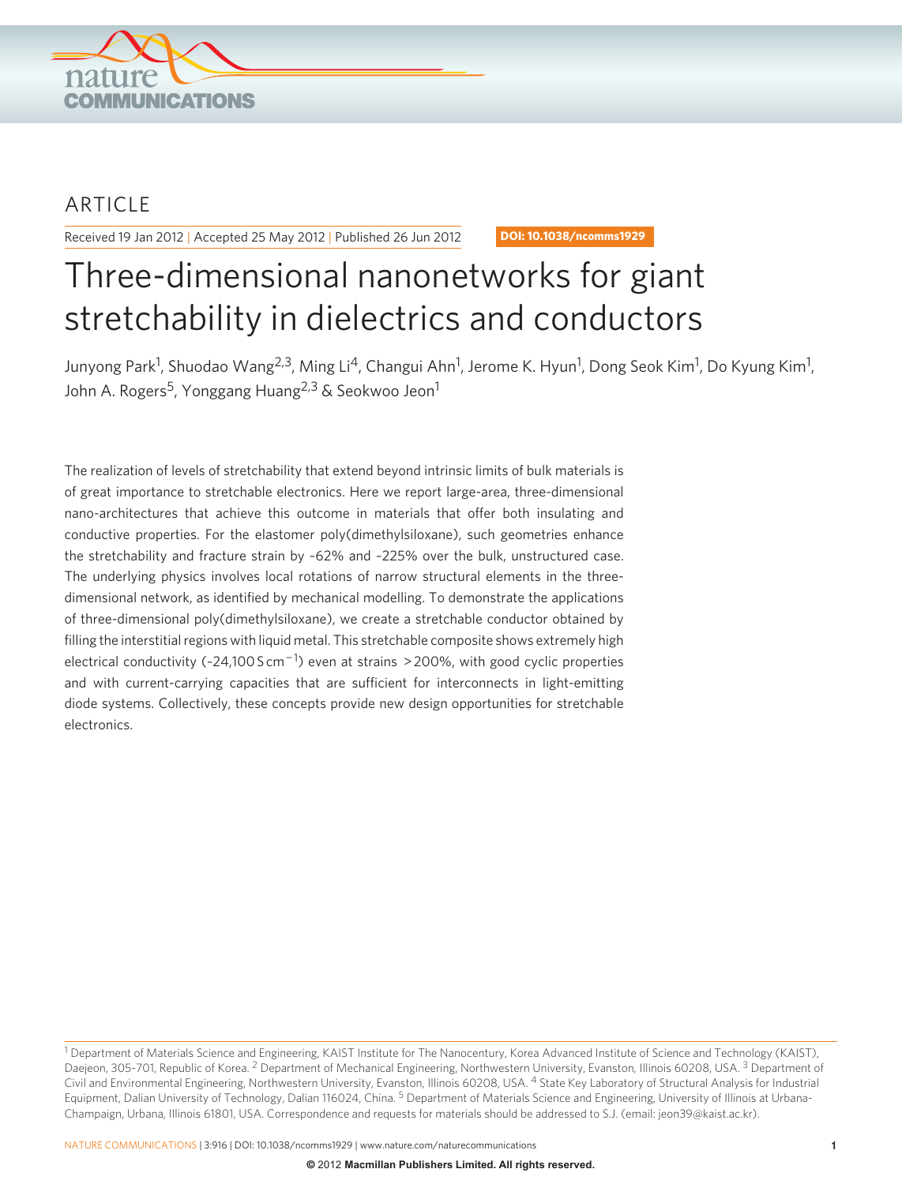ARTICLE

Received 19 Jan 2012 | Accepted 25 May 2012 | Published 26 Jun 2012

DOI: 10.1038/ncomms1929

# Three-dimensional nanonetworks for giant stretchability in dielectrics and conductors

Junyong Park[1], Shuodao Wang[2,3], Ming Li[4], Changui Ahn[1], Jerome K. Hyun[1], Dong Seok Kim[1], Do Kyung Kim[1], John A. Rogers[5], Yonggang Huang[2,3] & Seokwoo Jeon[1]

The realization of levels of stretchability that extend beyond intrinsic limits of bulk materials is of great importance to stretchable electronics. Here we report large-area, three-dimensional nano-architectures that achieve this outcome in materials that offer both insulating and conductive properties. For the elastomer poly(dimethylsiloxane), such geometries enhance the stretchability and fracture strain by ~62% and ~225% over the bulk, unstructured case. The underlying physics involves local rotations of narrow structural elements in the three-dimensional network, as identified by mechanical modelling. To demonstrate the applications of three-dimensional poly(dimethylsiloxane), we create a stretchable conductor obtained by filling the interstitial regions with liquid metal. This stretchable composite shows extremely high electrical conductivity (~24,100 S cm$^{-1}$) even at strains >200%, with good cyclic properties and with current-carrying capacities that are sufficient for interconnects in light-emitting diode systems. Collectively, these concepts provide new design opportunities for stretchable electronics.

[1] Department of Materials Science and Engineering, KAIST Institute for The Nanocentury, Korea Advanced Institute of Science and Technology (KAIST), Daejeon, 305-701, Republic of Korea. [2] Department of Mechanical Engineering, Northwestern University, Evanston, Illinois 60208, USA. [3] Department of Civil and Environmental Engineering, Northwestern University, Evanston, Illinois 60208, USA. [4] State Key Laboratory of Structural Analysis for Industrial Equipment, Dalian University of Technology, Dalian 116024, China. [5] Department of Materials Science and Engineering, University of Illinois at Urbana-Champaign, Urbana, Illinois 61801, USA. Correspondence and requests for materials should be addressed to S.J. (email: jeon39@kaist.ac.kr).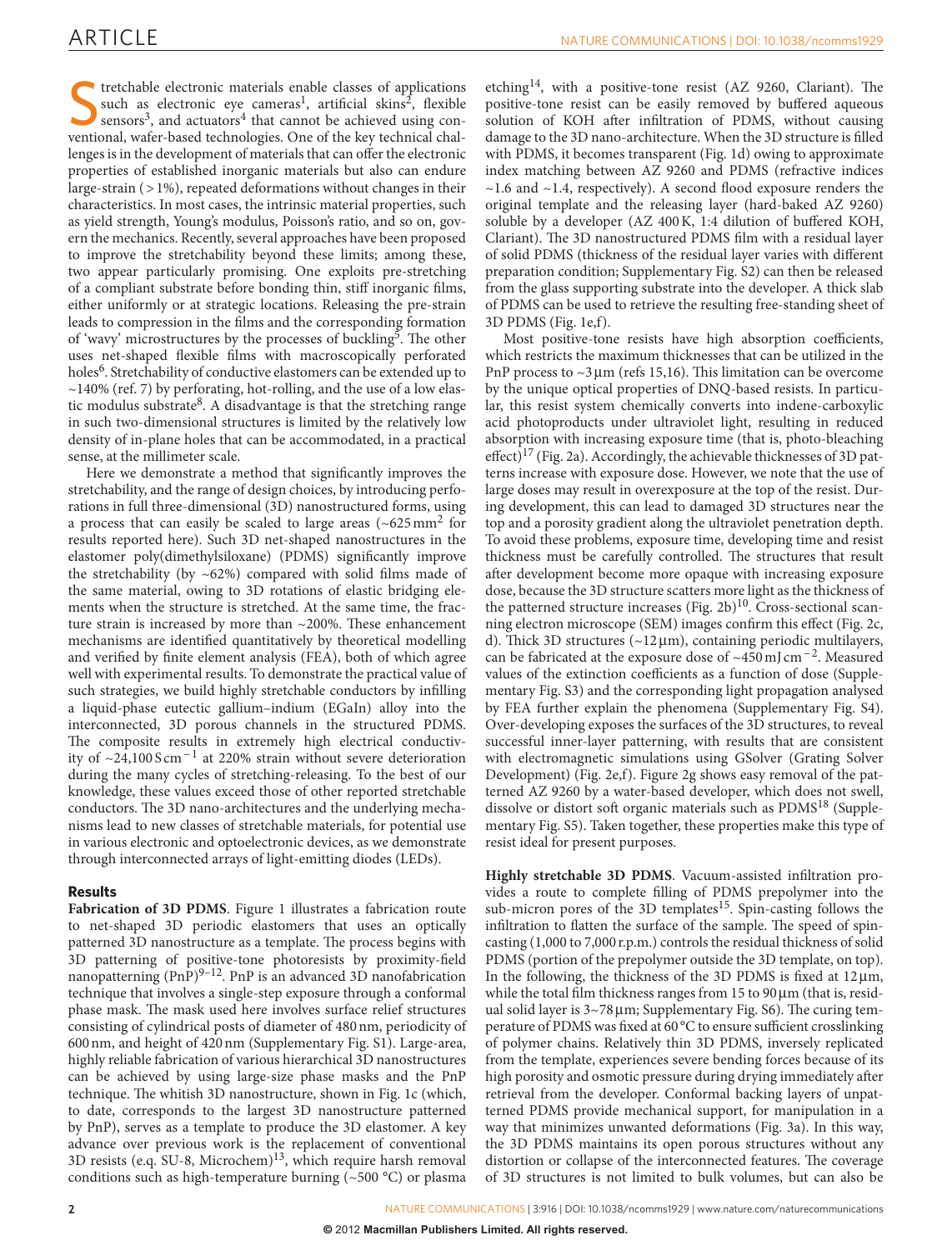Stretchable electronic materials enable classes of applications such as electronic eye cameras[1], artificial skins[2], flexible sensors[3], and actuators[4] that cannot be achieved using conventional, wafer-based technologies. One of the key technical challenges is in the development of materials that can offer the electronic properties of established inorganic materials but also can endure large-strain (>1%), repeated deformations without changes in their characteristics. In most cases, the intrinsic material properties, such as yield strength, Young's modulus, Poisson's ratio, and so on, govern the mechanics. Recently, several approaches have been proposed to improve the stretchability beyond these limits; among these, two appear particularly promising. One exploits pre-stretching of a compliant substrate before bonding thin, stiff inorganic films, either uniformly or at strategic locations. Releasing the pre-strain leads to compression in the films and the corresponding formation of 'wavy' microstructures by the processes of buckling[5]. The other uses net-shaped flexible films with macroscopically perforated holes[6]. Stretchability of conductive elastomers can be extended up to ~140% (ref. 7) by perforating, hot-rolling, and the use of a low elastic modulus substrate[8]. A disadvantage is that the stretching range in such two-dimensional structures is limited by the relatively low density of in-plane holes that can be accommodated, in a practical sense, at the millimeter scale.

Here we demonstrate a method that significantly improves the stretchability, and the range of design choices, by introducing perforations in full three-dimensional (3D) nanostructured forms, using a process that can easily be scaled to large areas (~625 mm$^2$ for results reported here). Such 3D net-shaped nanostructures in the elastomer poly(dimethylsiloxane) (PDMS) significantly improve the stretchability (by ~62%) compared with solid films made of the same material, owing to 3D rotations of elastic bridging elements when the structure is stretched. At the same time, the fracture strain is increased by more than ~200%. These enhancement mechanisms are identified quantitatively by theoretical modelling and verified by finite element analysis (FEA), both of which agree well with experimental results. To demonstrate the practical value of such strategies, we build highly stretchable conductors by infilling a liquid-phase eutectic gallium–indium (EGaIn) alloy into the interconnected, 3D porous channels in the structured PDMS. The composite results in extremely high electrical conductivity of ~24,100 S cm$^{-1}$ at 220% strain without severe deterioration during the many cycles of stretching-releasing. To the best of our knowledge, these values exceed those of other reported stretchable conductors. The 3D nano-architectures and the underlying mechanisms lead to new classes of stretchable materials, for potential use in various electronic and optoelectronic devices, as we demonstrate through interconnected arrays of light-emitting diodes (LEDs).

## Results

**Fabrication of 3D PDMS**. Figure 1 illustrates a fabrication route to net-shaped 3D periodic elastomers that uses an optically patterned 3D nanostructure as a template. The process begins with 3D patterning of positive-tone photoresists by proximity-field nanopatterning (PnP)[9–12]. PnP is an advanced 3D nanofabrication technique that involves a single-step exposure through a conformal phase mask. The mask used here involves surface relief structures consisting of cylindrical posts of diameter of 480 nm, periodicity of 600 nm, and height of 420 nm (Supplementary Fig. S1). Large-area, highly reliable fabrication of various hierarchical 3D nanostructures can be achieved by using large-size phase masks and the PnP technique. The whitish 3D nanostructure, shown in Fig. 1c (which, to date, corresponds to the largest 3D nanostructure patterned by PnP), serves as a template to produce the 3D elastomer. A key advance over previous work is the replacement of conventional 3D resists (e.g. SU-8, Microchem)[13], which require harsh removal conditions such as high-temperature burning (~500 °C) or plasma etching[14], with a positive-tone resist (AZ 9260, Clariant). The positive-tone resist can be easily removed by buffered aqueous solution of KOH after infiltration of PDMS, without causing damage to the 3D nano-architecture. When the 3D structure is filled with PDMS, it becomes transparent (Fig. 1d) owing to approximate index matching between AZ 9260 and PDMS (refractive indices ~1.6 and ~1.4, respectively). A second flood exposure renders the original template and the releasing layer (hard-baked AZ 9260) soluble by a developer (AZ 400 K, 1:4 dilution of buffered KOH, Clariant). The 3D nanostructured PDMS film with a residual layer of solid PDMS (thickness of the residual layer varies with different preparation condition; Supplementary Fig. S2) can then be released from the glass supporting substrate into the developer. A thick slab of PDMS can be used to retrieve the resulting free-standing sheet of 3D PDMS (Fig. 1e,f).

Most positive-tone resists have high absorption coefficients, which restricts the maximum thicknesses that can be utilized in the PnP process to ~3 μm (refs 15,16). This limitation can be overcome by the unique optical properties of DNQ-based resists. In particular, this resist system chemically converts into indene-carboxylic acid photoproducts under ultraviolet light, resulting in reduced absorption with increasing exposure time (that is, photo-bleaching effect)[17] (Fig. 2a). Accordingly, the achievable thicknesses of 3D patterns increase with exposure dose. However, we note that the use of large doses may result in overexposure at the top of the resist. During development, this can lead to damaged 3D structures near the top and a porosity gradient along the ultraviolet penetration depth. To avoid these problems, exposure time, developing time and resist thickness must be carefully controlled. The structures that result after development become more opaque with increasing exposure dose, because the 3D structure scatters more light as the thickness of the patterned structure increases (Fig. 2b)[10]. Cross-sectional scanning electron microscope (SEM) images confirm this effect (Fig. 2c, d). Thick 3D structures (~12 μm), containing periodic multilayers, can be fabricated at the exposure dose of ~450 mJ cm$^{-2}$. Measured values of the extinction coefficients as a function of dose (Supplementary Fig. S3) and the corresponding light propagation analysed by FEA further explain the phenomena (Supplementary Fig. S4). Over-developing exposes the surfaces of the 3D structures, to reveal successful inner-layer patterning, with results that are consistent with electromagnetic simulations using GSolver (Grating Solver Development) (Fig. 2e,f). Figure 2g shows easy removal of the patterned AZ 9260 by a water-based developer, which does not swell, dissolve or distort soft organic materials such as PDMS[18] (Supplementary Fig. S5). Taken together, these properties make this type of resist ideal for present purposes.

**Highly stretchable 3D PDMS**. Vacuum-assisted infiltration provides a route to complete filling of PDMS prepolymer into the sub-micron pores of the 3D templates[15]. Spin-casting follows the infiltration to flatten the surface of the sample. The speed of spin-casting (1,000 to 7,000 r.p.m.) controls the residual thickness of solid PDMS (portion of the prepolymer outside the 3D template, on top). In the following, the thickness of the 3D PDMS is fixed at 12 μm, while the total film thickness ranges from 15 to 90 μm (that is, residual solid layer is 3~78 μm; Supplementary Fig. S6). The curing temperature of PDMS was fixed at 60 °C to ensure sufficient crosslinking of polymer chains. Relatively thin 3D PDMS, inversely replicated from the template, experiences severe bending forces because of its high porosity and osmotic pressure during drying immediately after retrieval from the developer. Conformal backing layers of unpatterned PDMS provide mechanical support, for manipulation in a way that minimizes unwanted deformations (Fig. 3a). In this way, the 3D PDMS maintains its open porous structures without any distortion or collapse of the interconnected features. The coverage of 3D structures is not limited to bulk volumes, but can also be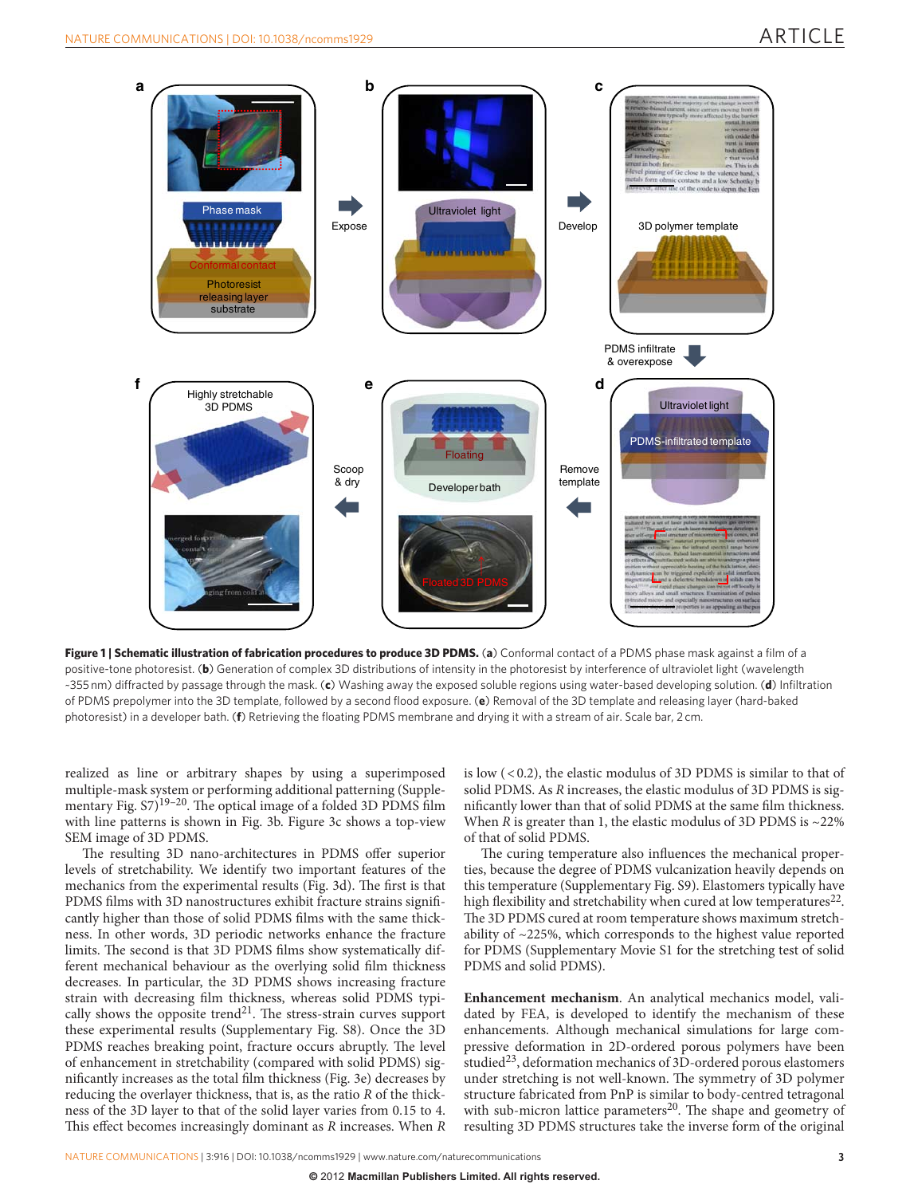**Figure 1 | Schematic illustration of fabrication procedures to produce 3D PDMS.** (**a**) Conformal contact of a PDMS phase mask against a film of a positive-tone photoresist. (**b**) Generation of complex 3D distributions of intensity in the photoresist by interference of ultraviolet light (wavelength ~355 nm) diffracted by passage through the mask. (**c**) Washing away the exposed soluble regions using water-based developing solution. (**d**) Infiltration of PDMS prepolymer into the 3D template, followed by a second flood exposure. (**e**) Removal of the 3D template and releasing layer (hard-baked photoresist) in a developer bath. (**f**) Retrieving the floating PDMS membrane and drying it with a stream of air. Scale bar, 2 cm.

realized as line or arbitrary shapes by using a superimposed multiple-mask system or performing additional patterning (Supplementary Fig. S7)[19–20]. The optical image of a folded 3D PDMS film with line patterns is shown in Fig. 3b. Figure 3c shows a top-view SEM image of 3D PDMS.

The resulting 3D nano-architectures in PDMS offer superior levels of stretchability. We identify two important features of the mechanics from the experimental results (Fig. 3d). The first is that PDMS films with 3D nanostructures exhibit fracture strains significantly higher than those of solid PDMS films with the same thickness. In other words, 3D periodic networks enhance the fracture limits. The second is that 3D PDMS films show systematically different mechanical behaviour as the overlying solid film thickness decreases. In particular, the 3D PDMS shows increasing fracture strain with decreasing film thickness, whereas solid PDMS typically shows the opposite trend[21]. The stress-strain curves support these experimental results (Supplementary Fig. S8). Once the 3D PDMS reaches breaking point, fracture occurs abruptly. The level of enhancement in stretchability (compared with solid PDMS) significantly increases as the total film thickness (Fig. 3e) decreases by reducing the overlayer thickness, that is, as the ratio $R$ of the thickness of the 3D layer to that of the solid layer varies from 0.15 to 4. This effect becomes increasingly dominant as $R$ increases. When $R$ is low ($<0.2$), the elastic modulus of 3D PDMS is similar to that of solid PDMS. As $R$ increases, the elastic modulus of 3D PDMS is significantly lower than that of solid PDMS at the same film thickness. When $R$ is greater than 1, the elastic modulus of 3D PDMS is ~22% of that of solid PDMS.

The curing temperature also influences the mechanical properties, because the degree of PDMS vulcanization heavily depends on this temperature (Supplementary Fig. S9). Elastomers typically have high flexibility and stretchability when cured at low temperatures[22]. The 3D PDMS cured at room temperature shows maximum stretchability of ~225%, which corresponds to the highest value reported for PDMS (Supplementary Movie S1 for the stretching test of solid PDMS and solid PDMS).

**Enhancement mechanism**. An analytical mechanics model, validated by FEA, is developed to identify the mechanism of these enhancements. Although mechanical simulations for large compressive deformation in 2D-ordered porous polymers have been studied[23], deformation mechanics of 3D-ordered porous elastomers under stretching is not well-known. The symmetry of 3D polymer structure fabricated from PnP is similar to body-centred tetragonal with sub-micron lattice parameters[20]. The shape and geometry of resulting 3D PDMS structures take the inverse form of the original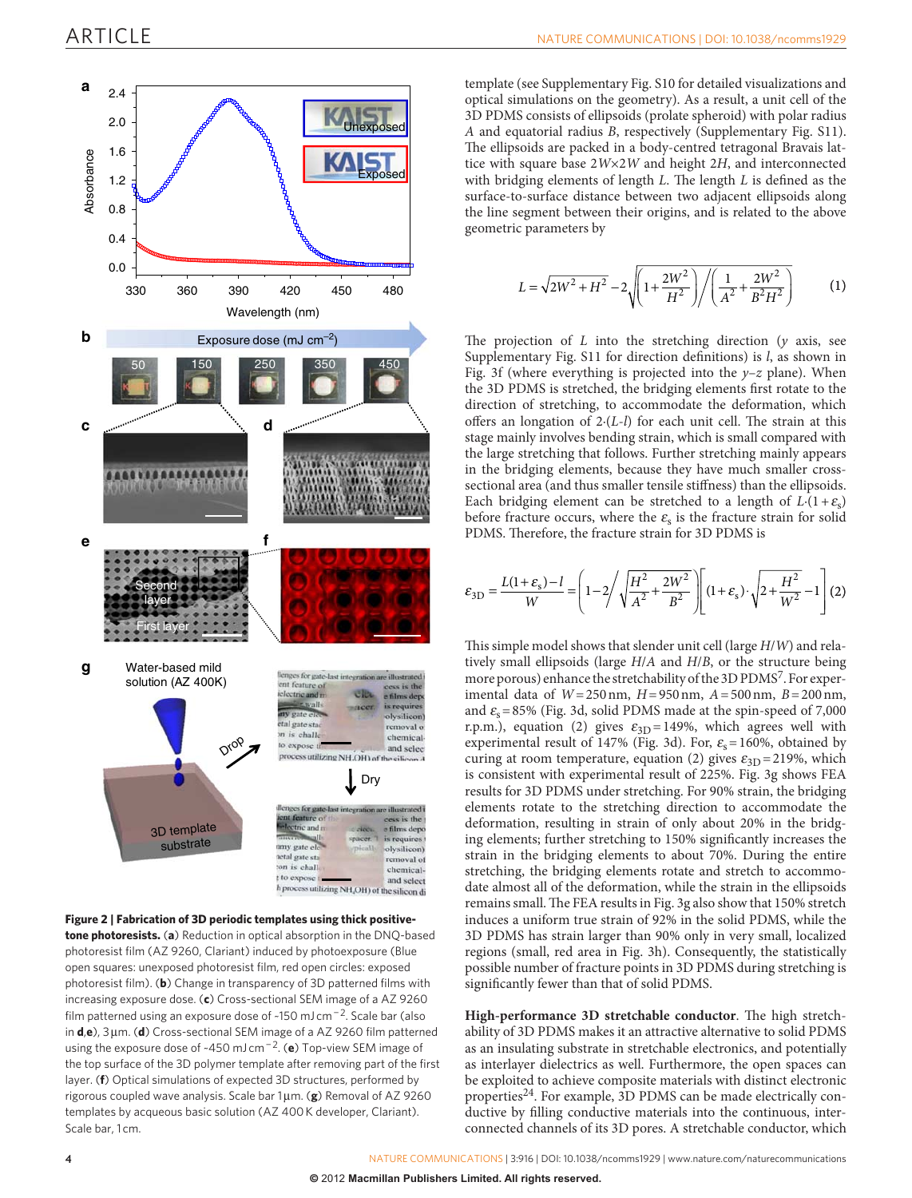**Figure 2 | Fabrication of 3D periodic templates using thick positive-tone photoresists.** (**a**) Reduction in optical absorption in the DNQ-based photoresist film (AZ 9260, Clariant) induced by photoexposure (Blue open squares: unexposed photoresist film, red open circles: exposed photoresist film). (**b**) Change in transparency of 3D patterned films with increasing exposure dose. (**c**) Cross-sectional SEM image of a AZ 9260 film patterned using an exposure dose of ~150 mJ cm$^{-2}$. Scale bar (also in **d**,**e**), 3 µm. (**d**) Cross-sectional SEM image of a AZ 9260 film patterned using the exposure dose of ~450 mJ cm$^{-2}$. (**e**) Top-view SEM image of the top surface of the 3D polymer template after removing part of the first layer. (**f**) Optical simulations of expected 3D structures, performed by rigorous coupled wave analysis. Scale bar 1 µm. (**g**) Removal of AZ 9260 templates by acqueous basic solution (AZ 400 K developer, Clariant). Scale bar, 1 cm.

template (see Supplementary Fig. S10 for detailed visualizations and optical simulations on the geometry). As a result, a unit cell of the 3D PDMS consists of ellipsoids (prolate spheroid) with polar radius $A$ and equatorial radius $B$, respectively (Supplementary Fig. S11). The ellipsoids are packed in a body-centred tetragonal Bravais lattice with square base $2W \times 2W$ and height $2H$, and interconnected with bridging elements of length $L$. The length $L$ is defined as the surface-to-surface distance between two adjacent ellipsoids along the line segment between their origins, and is related to the above geometric parameters by

$$L = \sqrt{2W^2 + H^2} - 2\sqrt{\left(1 + \frac{2W^2}{H^2}\right) \bigg/ \left(\frac{1}{A^2} + \frac{2W^2}{B^2 H^2}\right)} \qquad (1)$$

The projection of $L$ into the stretching direction ($y$ axis, see Supplementary Fig. S11 for direction definitions) is $l$, as shown in Fig. 3f (where everything is projected into the $y$–$z$ plane). When the 3D PDMS is stretched, the bridging elements first rotate to the direction of stretching, to accommodate the deformation, which offers an longation of $2 \cdot (L - l)$ for each unit cell. The strain at this stage mainly involves bending strain, which is small compared with the large stretching that follows. Further stretching mainly appears in the bridging elements, because they have much smaller cross-sectional area (and thus smaller tensile stiffness) than the ellipsoids. Each bridging element can be stretched to a length of $L \cdot (1 + \varepsilon_s)$ before fracture occurs, where the $\varepsilon_s$ is the fracture strain for solid PDMS. Therefore, the fracture strain for 3D PDMS is

$$\varepsilon_{3D} = \frac{L(1+\varepsilon_s) - l}{W} = \left(1 - 2 \bigg/ \sqrt{\frac{H^2}{A^2} + \frac{2W^2}{B^2}}\right)\left[(1+\varepsilon_s) \cdot \sqrt{2 + \frac{H^2}{W^2}} - 1\right] \qquad (2)$$

This simple model shows that slender unit cell (large $H/W$) and relatively small ellipsoids (large $H/A$ and $H/B$, or the structure being more porous) enhance the stretchability of the 3D PDMS[7]. For experimental data of $W = 250$ nm, $H = 950$ nm, $A = 500$ nm, $B = 200$ nm, and $\varepsilon_s = 85\%$ (Fig. 3d, solid PDMS made at the spin-speed of 7,000 r.p.m.), equation (2) gives $\varepsilon_{3D} = 149\%$, which agrees well with experimental result of 147% (Fig. 3d). For, $\varepsilon_s = 160\%$, obtained by curing at room temperature, equation (2) gives $\varepsilon_{3D} = 219\%$, which is consistent with experimental result of 225%. Fig. 3g shows FEA results for 3D PDMS under stretching. For 90% strain, the bridging elements rotate to the stretching direction to accommodate the deformation, resulting in strain of only about 20% in the bridging elements; further stretching to 150% significantly increases the strain in the bridging elements to about 70%. During the entire stretching, the bridging elements rotate and stretch to accommodate almost all of the deformation, while the strain in the ellipsoids remains small. The FEA results in Fig. 3g also show that 150% stretch induces a uniform true strain of 92% in the solid PDMS, while the 3D PDMS has strain larger than 90% only in very small, localized regions (small, red area in Fig. 3h). Consequently, the statistically possible number of fracture points in 3D PDMS during stretching is significantly fewer than that of solid PDMS.

**High-performance 3D stretchable conductor**. The high stretchability of 3D PDMS makes it an attractive alternative to solid PDMS as an insulating substrate in stretchable electronics, and potentially as interlayer dielectrics as well. Furthermore, the open spaces can be exploited to achieve composite materials with distinct electronic properties[24]. For example, 3D PDMS can be made electrically conductive by filling conductive materials into the continuous, interconnected channels of its 3D pores. A stretchable conductor, which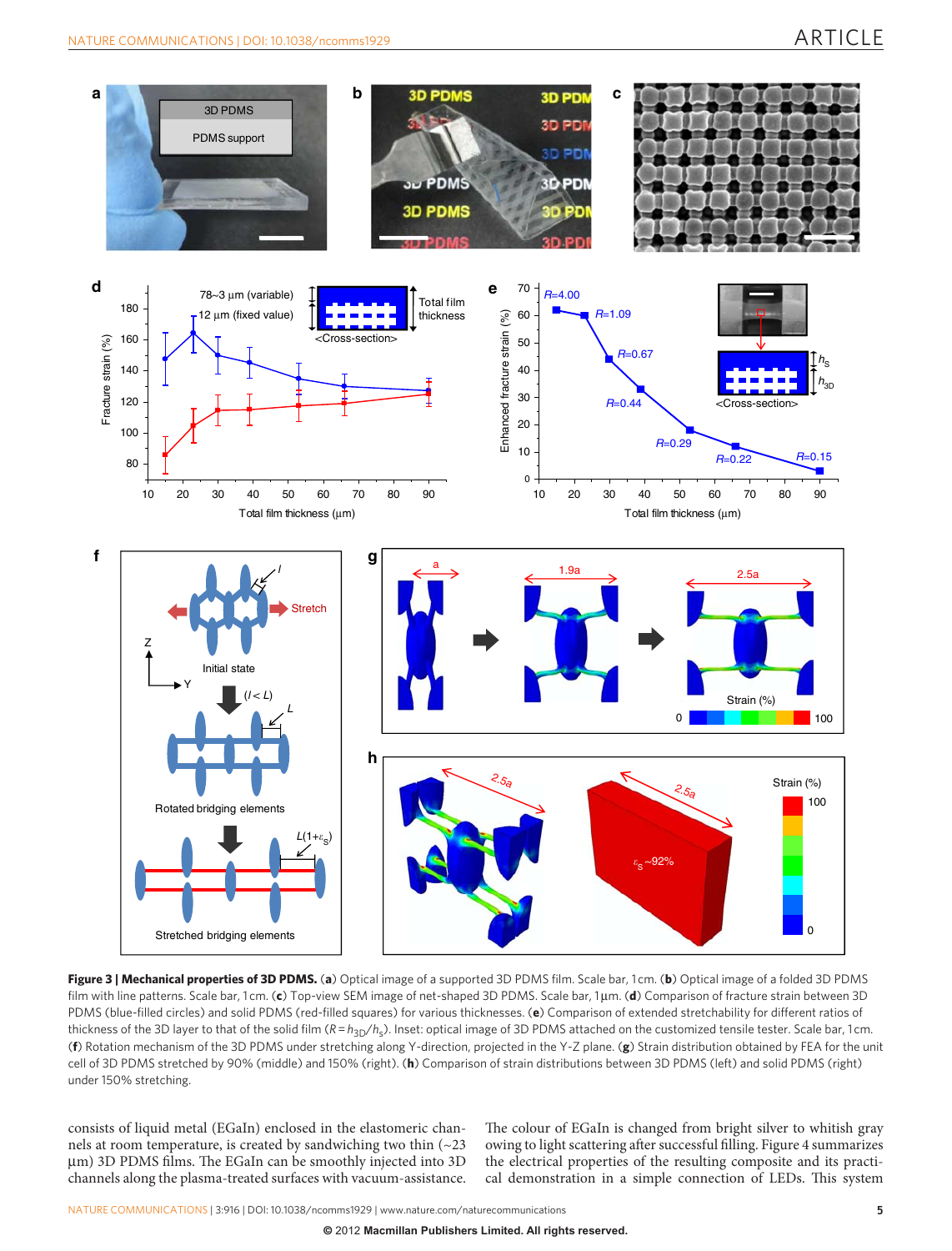**Figure 3 | Mechanical properties of 3D PDMS.** (**a**) Optical image of a supported 3D PDMS film. Scale bar, 1 cm. (**b**) Optical image of a folded 3D PDMS film with line patterns. Scale bar, 1 cm. (**c**) Top-view SEM image of net-shaped 3D PDMS. Scale bar, 1 µm. (**d**) Comparison of fracture strain between 3D PDMS (blue-filled circles) and solid PDMS (red-filled squares) for various thicknesses. (**e**) Comparison of extended stretchability for different ratios of thickness of the 3D layer to that of the solid film ($R = h_{3D}/h_s$). Inset: optical image of 3D PDMS attached on the customized tensile tester. Scale bar, 1 cm. (**f**) Rotation mechanism of the 3D PDMS under stretching along Y-direction, projected in the Y-Z plane. (**g**) Strain distribution obtained by FEA for the unit cell of 3D PDMS stretched by 90% (middle) and 150% (right). (**h**) Comparison of strain distributions between 3D PDMS (left) and solid PDMS (right) under 150% stretching.

consists of liquid metal (EGaIn) enclosed in the elastomeric channels at room temperature, is created by sandwiching two thin (~23 µm) 3D PDMS films. The EGaIn can be smoothly injected into 3D channels along the plasma-treated surfaces with vacuum-assistance. The colour of EGaIn is changed from bright silver to whitish gray owing to light scattering after successful filling. Figure 4 summarizes the electrical properties of the resulting composite and its practical demonstration in a simple connection of LEDs. This system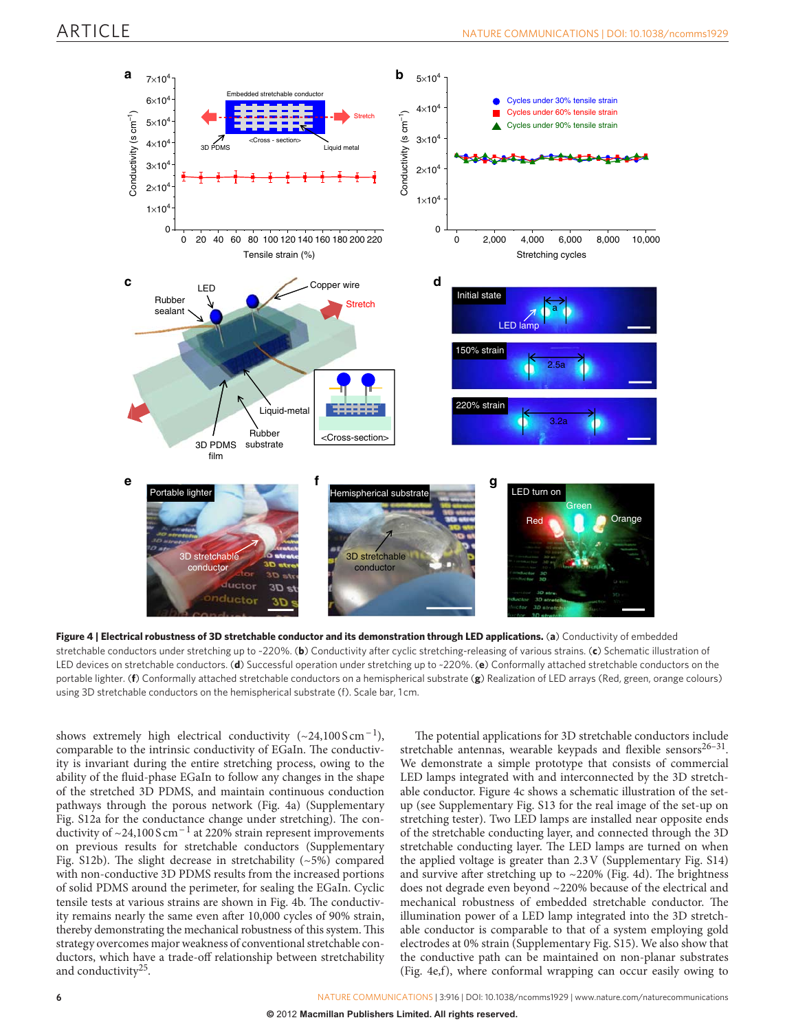**Figure 4 | Electrical robustness of 3D stretchable conductor and its demonstration through LED applications.** (**a**) Conductivity of embedded stretchable conductors under stretching up to ~220%. (**b**) Conductivity after cyclic stretching-releasing of various strains. (**c**) Schematic illustration of LED devices on stretchable conductors. (**d**) Successful operation under stretching up to ~220%. (**e**) Conformally attached stretchable conductors on the portable lighter. (**f**) Conformally attached stretchable conductors on a hemispherical substrate (**g**) Realization of LED arrays (Red, green, orange colours) using 3D stretchable conductors on the hemispherical substrate (f). Scale bar, 1 cm.

shows extremely high electrical conductivity (~24,100 S cm$^{-1}$), comparable to the intrinsic conductivity of EGaIn. The conductivity is invariant during the entire stretching process, owing to the ability of the fluid-phase EGaIn to follow any changes in the shape of the stretched 3D PDMS, and maintain continuous conduction pathways through the porous network (Fig. 4a) (Supplementary Fig. S12a for the conductance change under stretching). The conductivity of ~24,100 S cm$^{-1}$ at 220% strain represent improvements on previous results for stretchable conductors (Supplementary Fig. S12b). The slight decrease in stretchability (~5%) compared with non-conductive 3D PDMS results from the increased portions of solid PDMS around the perimeter, for sealing the EGaIn. Cyclic tensile tests at various strains are shown in Fig. 4b. The conductivity remains nearly the same even after 10,000 cycles of 90% strain, thereby demonstrating the mechanical robustness of this system. This strategy overcomes major weakness of conventional stretchable conductors, which have a trade-off relationship between stretchability and conductivity[25].

The potential applications for 3D stretchable conductors include stretchable antennas, wearable keypads and flexible sensors[26–31]. We demonstrate a simple prototype that consists of commercial LED lamps integrated with and interconnected by the 3D stretchable conductor. Figure 4c shows a schematic illustration of the set-up (see Supplementary Fig. S13 for the real image of the set-up on stretching tester). Two LED lamps are installed near opposite ends of the stretchable conducting layer, and connected through the 3D stretchable conducting layer. The LED lamps are turned on when the applied voltage is greater than 2.3 V (Supplementary Fig. S14) and survive after stretching up to ~220% (Fig. 4d). The brightness does not degrade even beyond ~220% because of the electrical and mechanical robustness of embedded stretchable conductor. The illumination power of a LED lamp integrated into the 3D stretchable conductor is comparable to that of a system employing gold electrodes at 0% strain (Supplementary Fig. S15). We also show that the conductive path can be maintained on non-planar substrates (Fig. 4e,f), where conformal wrapping can occur easily owing to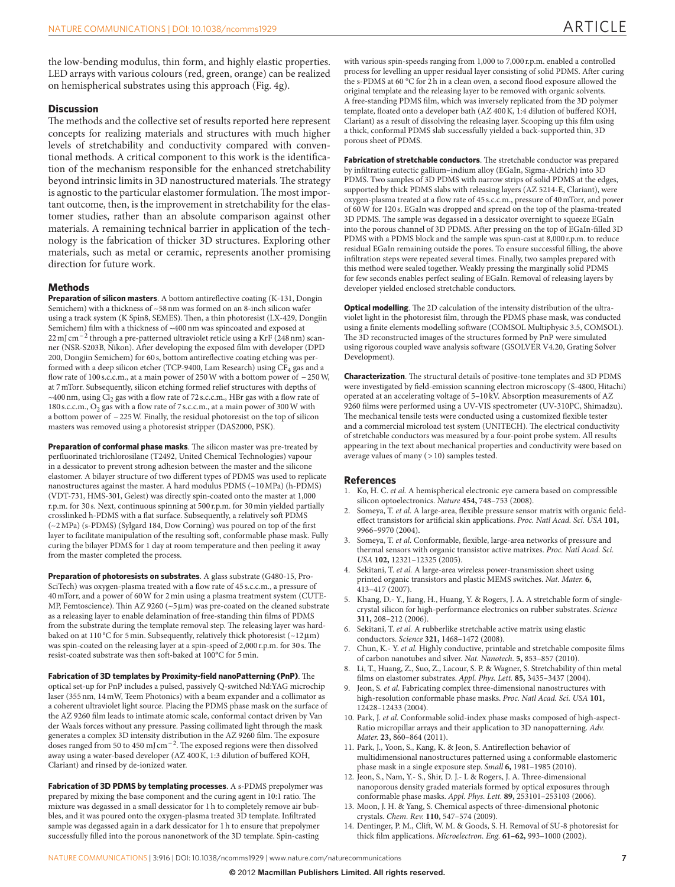the low-bending modulus, thin form, and highly elastic properties. LED arrays with various colours (red, green, orange) can be realized on hemispherical substrates using this approach (Fig. 4g).

## Discussion

The methods and the collective set of results reported here represent concepts for realizing materials and structures with much higher levels of stretchability and conductivity compared with conventional methods. A critical component to this work is the identification of the mechanism responsible for the enhanced stretchability beyond intrinsic limits in 3D nanostructured materials. The strategy is agnostic to the particular elastomer formulation. The most important outcome, then, is the improvement in stretchability for the elastomer studies, rather than an absolute comparison against other materials. A remaining technical barrier in application of the technology is the fabrication of thicker 3D structures. Exploring other materials, such as metal or ceramic, represents another promising direction for future work.

## Methods

**Preparation of silicon masters**. A bottom antireflective coating (K-131, Dongjin Semichem) with a thickness of ~58 nm was formed on an 8-inch silicon wafer using a track system (K Spin8, SEMES). Then, a thin photoresist (LX-429, Dongjin Semichem) film with a thickness of ~400 nm was spincoated and exposed at 22 mJ cm$^{-2}$ through a pre-patterned ultraviolet reticle using a KrF (248 nm) scanner (NSR-S203B, Nikon). After developing the exposed film with developer (DPD 200, Dongjin Semichem) for 60 s, bottom antireflective coating etching was performed with a deep silicon etcher (TCP-9400, Lam Research) using $CF_4$ gas and a flow rate of 100 s.c.c.m., at a main power of 250 W with a bottom power of −250 W, at 7 mTorr. Subsequently, silicon etching formed relief structures with depths of ~400 nm, using $Cl_2$ gas with a flow rate of 72 s.c.c.m., HBr gas with a flow rate of 180 s.c.c.m., $O_2$ gas with a flow rate of 7 s.c.c.m., at a main power of 300 W with a bottom power of −225 W. Finally, the residual photoresist on the top of silicon masters was removed using a photoresist stripper (DAS2000, PSK).

**Preparation of conformal phase masks**. The silicon master was pre-treated by perfluorinated trichlorosilane (T2492, United Chemical Technologies) vapour in a dessicator to prevent strong adhesion between the master and the silicone elastomer. A bilayer structure of two different types of PDMS was used to replicate nanostructures against the master. A hard modulus PDMS (~10 MPa) (h-PDMS) (VDT-731, HMS-301, Gelest) was directly spin-coated onto the master at 1,000 r.p.m. for 30 s. Next, continuous spinning at 500 r.p.m. for 30 min yielded partially crosslinked h-PDMS with a flat surface. Subsequently, a relatively soft PDMS (~2 MPa) (s-PDMS) (Sylgard 184, Dow Corning) was poured on top of the first layer to facilitate manipulation of the resulting soft, conformable phase mask. Fully curing the bilayer PDMS for 1 day at room temperature and then peeling it away from the master completed the process.

**Preparation of photoresists on substrates**. A glass substrate (G480-15, Pro-SciTech) was oxygen-plasma treated with a flow rate of 45 s.c.c.m., a pressure of 40 mTorr, and a power of 60 W for 2 min using a plasma treatment system (CUTE-MP, Femtoscience). Thin AZ 9260 (~5 μm) was pre-coated on the cleaned substrate as a releasing layer to enable delamination of free-standing thin films of PDMS from the substrate during the template removal step. The releasing layer was hard-baked on at 110 °C for 5 min. Subsequently, relatively thick photoresist (~12 μm) was spin-coated on the releasing layer at a spin-speed of 2,000 r.p.m. for 30 s. The resist-coated substrate was then soft-baked at 100°C for 5 min.

**Fabrication of 3D templates by Proximity-field nanoPatterning (PnP)**. The optical set-up for PnP includes a pulsed, passively Q-switched Nd:YAG microchip laser (355 nm, 14 mW, Teem Photonics) with a beam expander and a collimator as a coherent ultraviolet light source. Placing the PDMS phase mask on the surface of the AZ 9260 film leads to intimate atomic scale, conformal contact driven by Van der Waals forces without any pressure. Passing collimated light through the mask generates a complex 3D intensity distribution in the AZ 9260 film. The exposure doses ranged from 50 to 450 mJ cm$^{-2}$. The exposed regions were then dissolved away using a water-based developer (AZ 400 K, 1:3 dilution of buffered KOH, Clariant) and rinsed by de-ionized water.

**Fabrication of 3D PDMS by templating processes**. A s-PDMS prepolymer was prepared by mixing the base component and the curing agent in 10:1 ratio. The mixture was degassed in a small dessicator for 1 h to completely remove air bubbles, and it was poured onto the oxygen-plasma treated 3D template. Infiltrated sample was degassed again in a dark dessicator for 1 h to ensure that prepolymer successfully filled into the porous nanonetwork of the 3D template. Spin-casting with various spin-speeds ranging from 1,000 to 7,000 r.p.m. enabled a controlled process for levelling an upper residual layer consisting of solid PDMS. After curing the s-PDMS at 60 °C for 2 h in a clean oven, a second flood exposure allowed the original template and the releasing layer to be removed with organic solvents. A free-standing PDMS film, which was inversely replicated from the 3D polymer template, floated onto a developer bath (AZ 400 K, 1:4 dilution of buffered KOH, Clariant) as a result of dissolving the releasing layer. Scooping up this film using a thick, conformal PDMS slab successfully yielded a back-supported thin, 3D porous sheet of PDMS.

**Fabrication of stretchable conductors**. The stretchable conductor was prepared by infiltrating eutectic gallium–indium alloy (EGaIn, Sigma-Aldrich) into 3D PDMS. Two samples of 3D PDMS with narrow strips of solid PDMS at the edges, supported by thick PDMS slabs with releasing layers (AZ 5214-E, Clariant), were oxygen-plasma treated at a flow rate of 45 s.c.c.m., pressure of 40 mTorr, and power of 60 W for 120 s. EGaIn was dropped and spread on the top of the plasma-treated 3D PDMS. The sample was degassed in a dessicator overnight to squeeze EGaIn into the porous channel of 3D PDMS. After pressing on the top of EGaIn-filled 3D PDMS with a PDMS block and the sample was spun-cast at 8,000 r.p.m. to reduce residual EGaIn remaining outside the pores. To ensure successful filling, the above infiltration steps were repeated several times. Finally, two samples prepared with this method were sealed together. Weakly pressing the marginally solid PDMS for few seconds enables perfect sealing of EGaIn. Removal of releasing layers by developer yielded enclosed stretchable conductors.

**Optical modelling**. The 2D calculation of the intensity distribution of the ultraviolet light in the photoresist film, through the PDMS phase mask, was conducted using a finite elements modelling software (COMSOL Multiphysic 3.5, COMSOL). The 3D reconstructed images of the structures formed by PnP were simulated using rigorous coupled wave analysis software (GSOLVER V4.20, Grating Solver Development).

**Characterization**. The structural details of positive-tone templates and 3D PDMS were investigated by field-emission scanning electron microscopy (S-4800, Hitachi) operated at an accelerating voltage of 5–10 kV. Absorption measurements of AZ 9260 films were performed using a UV-VIS spectrometer (UV-310PC, Shimadzu). The mechanical tensile tests were conducted using a customized flexible tester and a commercial microload test system (UNITECH). The electrical conductivity of stretchable conductors was measured by a four-point probe system. All results appearing in the text about mechanical properties and conductivity were based on average values of many (>10) samples tested.

## References

1. Ko, H. C. *et al.* A hemispherical electronic eye camera based on compressible silicon optoelectronics. *Nature* **454,** 748–753 (2008).
2. Someya, T. *et al.* A large-area, flexible pressure sensor matrix with organic field-effect transistors for artificial skin applications. *Proc. Natl Acad. Sci. USA* **101,** 9966–9970 (2004).
3. Someya, T. *et al.* Conformable, flexible, large-area networks of pressure and thermal sensors with organic transistor active matrixes. *Proc. Natl Acad. Sci. USA* **102,** 12321–12325 (2005).
4. Sekitani, T. *et al.* A large-area wireless power-transmission sheet using printed organic transistors and plastic MEMS switches. *Nat. Mater.* **6,** 413–417 (2007).
5. Khang, D.- Y., Jiang, H., Huang, Y. & Rogers, J. A. A stretchable form of single-crystal silicon for high-performance electronics on rubber substrates. *Science* **311,** 208–212 (2006).
6. Sekitani, T. *et al.* A rubberlike stretchable active matrix using elastic conductors. *Science* **321,** 1468–1472 (2008).
7. Chun, K.- Y. *et al.* Highly conductive, printable and stretchable composite films of carbon nanotubes and silver. *Nat. Nanotech.* **5,** 853–857 (2010).
8. Li, T., Huang, Z., Suo, Z., Lacour, S. P. & Wagner, S. Stretchability of thin metal films on elastomer substrates. *Appl. Phys. Lett.* **85,** 3435–3437 (2004).
9. Jeon, S. *et al.* Fabricating complex three-dimensional nanostructures with high-resolution conformable phase masks. *Proc. Natl Acad. Sci. USA* **101,** 12428–12433 (2004).
10. Park, J. *et al.* Conformable solid-index phase masks composed of high-aspect-Ratio micropillar arrays and their application to 3D nanopatterning. *Adv. Mater.* **23,** 860–864 (2011).
11. Park, J., Yoon, S., Kang, K. & Jeon, S. Antireflection behavior of multidimensional nanostructures patterned using a conformable elastomeric phase mask in a single exposure step. *Small* **6,** 1981–1985 (2010).
12. Jeon, S., Nam, Y.- S., Shir, D. J.- L & Rogers, J. A. Three-dimensional nanoporous density graded materials formed by optical exposures through conformable phase masks. *Appl. Phys. Lett.* **89,** 253101–253103 (2006).
13. Moon, J. H. & Yang, S. Chemical aspects of three-dimensional photonic crystals. *Chem. Rev.* **110,** 547–574 (2009).
14. Dentinger, P. M., Clift, W. M. & Goods, S. H. Removal of SU-8 photoresist for thick film applications. *Microelectron. Eng.* **61–62,** 993–1000 (2002).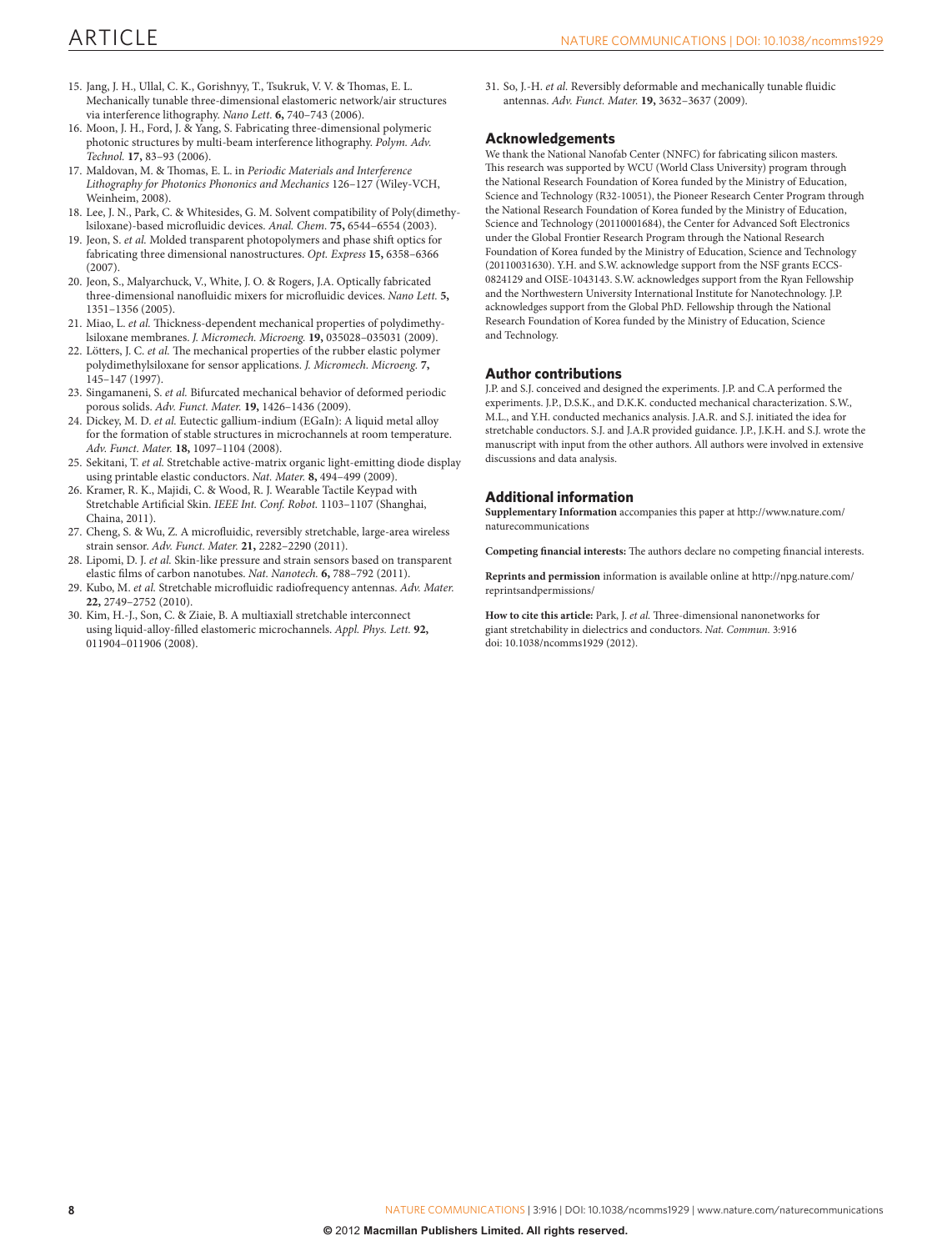15. Jang, J. H., Ullal, C. K., Gorishnyy, T., Tsukruk, V. V. & Thomas, E. L. Mechanically tunable three-dimensional elastomeric network/air structures via interference lithography. *Nano Lett.* **6,** 740–743 (2006).
16. Moon, J. H., Ford, J. & Yang, S. Fabricating three-dimensional polymeric photonic structures by multi-beam interference lithography. *Polym. Adv. Technol.* **17,** 83–93 (2006).
17. Maldovan, M. & Thomas, E. L. in *Periodic Materials and Interference Lithography for Photonics Phononics and Mechanics* 126–127 (Wiley-VCH, Weinheim, 2008).
18. Lee, J. N., Park, C. & Whitesides, G. M. Solvent compatibility of Poly(dimethylsiloxane)-based microfluidic devices. *Anal. Chem.* **75,** 6544–6554 (2003).
19. Jeon, S. *et al.* Molded transparent photopolymers and phase shift optics for fabricating three dimensional nanostructures. *Opt. Express* **15,** 6358–6366 (2007).
20. Jeon, S., Malyarchuck, V., White, J. O. & Rogers, J.A. Optically fabricated three-dimensional nanofluidic mixers for microfluidic devices. *Nano Lett.* **5,** 1351–1356 (2005).
21. Miao, L. *et al.* Thickness-dependent mechanical properties of polydimethylsiloxane membranes. *J. Micromech. Microeng.* **19,** 035028–035031 (2009).
22. Lötters, J. C. *et al.* The mechanical properties of the rubber elastic polymer polydimethylsiloxane for sensor applications. *J. Micromech. Microeng.* **7,** 145–147 (1997).
23. Singamaneni, S. *et al.* Bifurcated mechanical behavior of deformed periodic porous solids. *Adv. Funct. Mater.* **19,** 1426–1436 (2009).
24. Dickey, M. D. *et al.* Eutectic gallium-indium (EGaIn): A liquid metal alloy for the formation of stable structures in microchannels at room temperature. *Adv. Funct. Mater.* **18,** 1097–1104 (2008).
25. Sekitani, T. *et al.* Stretchable active-matrix organic light-emitting diode display using printable elastic conductors. *Nat. Mater.* **8,** 494–499 (2009).
26. Kramer, R. K., Majidi, C. & Wood, R. J. Wearable Tactile Keypad with Stretchable Artificial Skin. *IEEE Int. Conf. Robot.* 1103–1107 (Shanghai, Chaina, 2011).
27. Cheng, S. & Wu, Z. A microfluidic, reversibly stretchable, large-area wireless strain sensor. *Adv. Funct. Mater.* **21,** 2282–2290 (2011).
28. Lipomi, D. J. *et al.* Skin-like pressure and strain sensors based on transparent elastic films of carbon nanotubes. *Nat. Nanotech.* **6,** 788–792 (2011).
29. Kubo, M. *et al.* Stretchable microfluidic radiofrequency antennas. *Adv. Mater.* **22,** 2749–2752 (2010).
30. Kim, H.-J., Son, C. & Ziaie, B. A multiaxiall stretchable interconnect using liquid-alloy-filled elastomeric microchannels. *Appl. Phys. Lett.* **92,** 011904–011906 (2008).
31. So, J.-H. *et al.* Reversibly deformable and mechanically tunable fluidic antennas. *Adv. Funct. Mater.* **19,** 3632–3637 (2009).

## Acknowledgements

We thank the National Nanofab Center (NNFC) for fabricating silicon masters. This research was supported by WCU (World Class University) program through the National Research Foundation of Korea funded by the Ministry of Education, Science and Technology (R32-10051), the Pioneer Research Center Program through the National Research Foundation of Korea funded by the Ministry of Education, Science and Technology (20110001684), the Center for Advanced Soft Electronics under the Global Frontier Research Program through the National Research Foundation of Korea funded by the Ministry of Education, Science and Technology (20110031630). Y.H. and S.W. acknowledge support from the NSF grants ECCS-0824129 and OISE-1043143. S.W. acknowledges support from the Ryan Fellowship and the Northwestern University International Institute for Nanotechnology. J.P. acknowledges support from the Global PhD. Fellowship through the National Research Foundation of Korea funded by the Ministry of Education, Science and Technology.

## Author contributions

J.P. and S.J. conceived and designed the experiments. J.P. and C.A performed the experiments. J.P., D.S.K., and D.K.K. conducted mechanical characterization. S.W., M.L., and Y.H. conducted mechanics analysis. J.A.R. and S.J. initiated the idea for stretchable conductors. S.J. and J.A.R provided guidance. J.P., J.K.H. and S.J. wrote the manuscript with input from the other authors. All authors were involved in extensive discussions and data analysis.

## Additional information

**Supplementary Information** accompanies this paper at http://www.nature.com/naturecommunications

**Competing financial interests:** The authors declare no competing financial interests.

**Reprints and permission** information is available online at http://npg.nature.com/reprintsandpermissions/

**How to cite this article:** Park, J. *et al.* Three-dimensional nanonetworks for giant stretchability in dielectrics and conductors. *Nat. Commun.* 3:916 doi: 10.1038/ncomms1929 (2012).